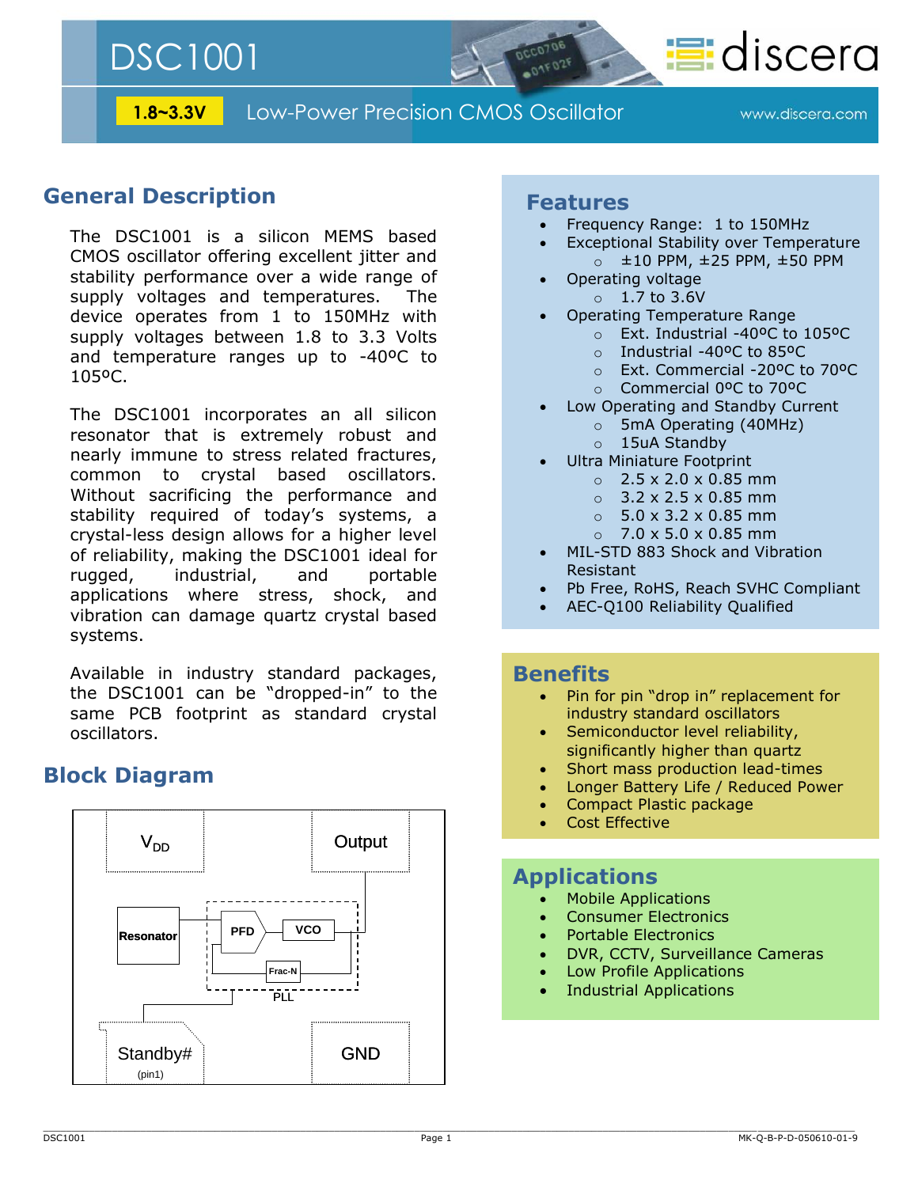# DSC1001

**1.8~3.3V** Low-Power Precision CMOS Oscillator

www.discera.com

## General Description

The DSC1001 is a silicon MEMS based CMOS oscillator offering excellent jitter and stability performance over a wide range of supply voltages and temperatures. The device operates from 1 to 150MHz with supply voltages between 1.8 to 3.3 Volts and temperature ranges up to -40ºC to 105ºC.

The DSC1001 incorporates an all silicon resonator that is extremely robust and nearly immune to stress related fractures, common to crystal based oscillators. Without sacrificing the performance and stability required of today's systems, a crystal-less design allows for a higher level of reliability, making the DSC1001 ideal for rugged, industrial, and portable applications where stress, shock, and vibration can damage quartz crystal based systems.

Available in industry standard packages, the DSC1001 can be "dropped-in" to the same PCB footprint as standard crystal oscillators.

## Block Diagram

$V_{DD}$ | Output | Resonator | PFD | VCO | Frac-N | PLL | Standby# (pin1) | GND

## Features

- Frequency Range: 1 to 150MHz
- Exceptional Stability over Temperature
  - ±10 PPM, ±25 PPM, ±50 PPM
- Operating voltage
  - 1.7 to 3.6V
- Operating Temperature Range
  - Ext. Industrial -40ºC to 105ºC
  - Industrial -40ºC to 85ºC
  - Ext. Commercial -20ºC to 70ºC
  - Commercial 0ºC to 70ºC
- Low Operating and Standby Current
  - 5mA Operating (40MHz)
  - 15uA Standby
- Ultra Miniature Footprint
  - 2.5 x 2.0 x 0.85 mm
  - 3.2 x 2.5 x 0.85 mm
  - 5.0 x 3.2 x 0.85 mm
  - 7.0 x 5.0 x 0.85 mm
- MIL-STD 883 Shock and Vibration Resistant
- Pb Free, RoHS, Reach SVHC Compliant
- AEC-Q100 Reliability Qualified

## Benefits

- Pin for pin "drop in" replacement for industry standard oscillators
- Semiconductor level reliability, significantly higher than quartz
- Short mass production lead-times
- Longer Battery Life / Reduced Power
- Compact Plastic package
- Cost Effective

## Applications

- Mobile Applications
- Consumer Electronics
- Portable Electronics
- DVR, CCTV, Surveillance Cameras
- Low Profile Applications
- Industrial Applications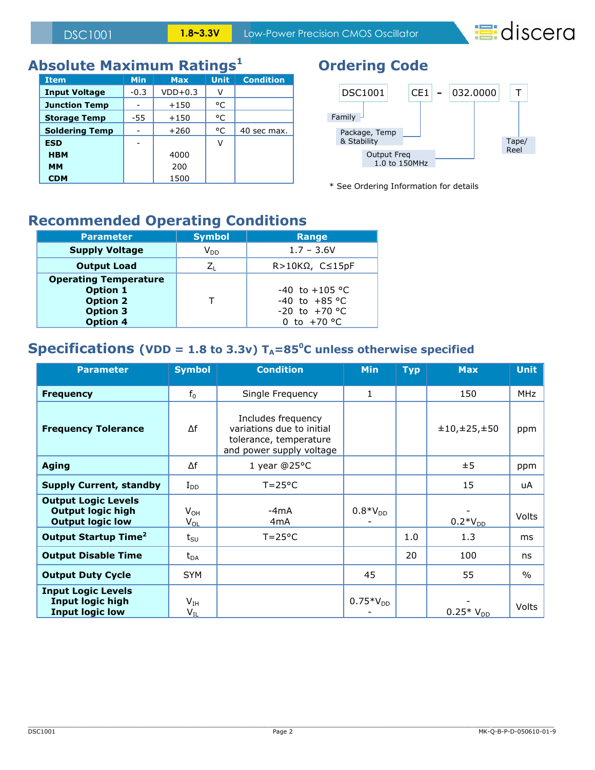## Absolute Maximum Ratings[1]

| Item | Min | Max | Unit | Condition |
|---|---|---|---|---|
| **Input Voltage** | -0.3 | VDD+0.3 | V | |
| **Junction Temp** | - | +150 | °C | |
| **Storage Temp** | -55 | +150 | °C | |
| **Soldering Temp** | - | +260 | °C | 40 sec max. |
| **ESD** | - | | V | |
| **HBM** | | 4000 | | |
| **MM** | | 200 | | |
| **CDM** | | 1500 | | |

## Ordering Code

DSC1001 CE1 - 032.0000 T

- DSC1001: Family
- CE1: Package, Temp & Stability
- 032.0000: Output Freq 1.0 to 150MHz
- T: Tape/ Reel

\* See Ordering Information for details

## Recommended Operating Conditions

| Parameter | Symbol | Range |
|---|---|---|
| **Supply Voltage** | $V_{DD}$ | 1.7 – 3.6V |
| **Output Load** | $Z_L$ | R>10KΩ, C≤15pF |
| **Operating Temperature** | T | |
| **Option 1** | | -40 to +105 °C |
| **Option 2** | | -40 to +85 °C |
| **Option 3** | | -20 to +70 °C |
| **Option 4** | | 0 to +70 °C |

## Specifications (VDD = 1.8 to 3.3v) $T_A$=85°C unless otherwise specified

| Parameter | Symbol | Condition | Min | Typ | Max | Unit |
|---|---|---|---|---|---|---|
| **Frequency** | $f_0$ | Single Frequency | 1 | | 150 | MHz |
| **Frequency Tolerance** | Δf | Includes frequency variations due to initial tolerance, temperature and power supply voltage | | | ±10,±25,±50 | ppm |
| **Aging** | Δf | 1 year @25°C | | | ±5 | ppm |
| **Supply Current, standby** | $I_{DD}$ | T=25°C | | | 15 | uA |
| **Output Logic Levels** | | | | | | Volts |
| **Output logic high** | $V_{OH}$ | -4mA | 0.8\*$V_{DD}$ | | - | |
| **Output logic low** | $V_{OL}$ | 4mA | - | | 0.2\*$V_{DD}$ | |
| **Output Startup Time[2]** | $t_{SU}$ | T=25°C | | 1.0 | 1.3 | ms |
| **Output Disable Time** | $t_{DA}$ | | | 20 | 100 | ns |
| **Output Duty Cycle** | SYM | | 45 | | 55 | % |
| **Input Logic Levels** | | | | | | Volts |
| **Input logic high** | $V_{IH}$ | | 0.75\*$V_{DD}$ | | - | |
| **Input logic low** | $V_{IL}$ | | - | | 0.25\* $V_{DD}$ | |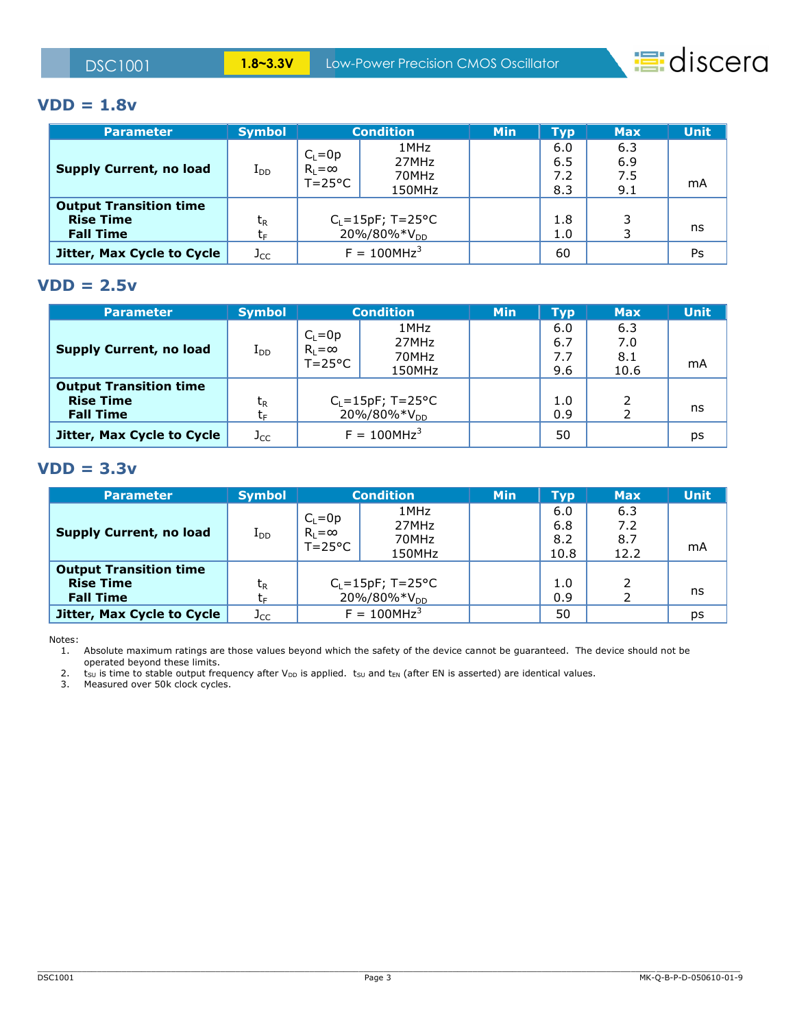## VDD = 1.8v

| Parameter | Symbol | Condition | | Min | Typ | Max | Unit |
|---|---|---|---|---|---|---|---|
| **Supply Current, no load** | $I_{DD}$ | $C_L$=0p<br>$R_L$=∞<br>T=25°C | 1MHz<br>27MHz<br>70MHz<br>150MHz | | 6.0<br>6.5<br>7.2<br>8.3 | 6.3<br>6.9<br>7.5<br>9.1 | mA |
| **Output Transition time**<br>**Rise Time**<br>**Fall Time** | $t_R$<br>$t_F$ | $C_L$=15pF; T=25°C<br>20%/80%*$V_{DD}$ | | | 1.8<br>1.0 | 3<br>3 | ns |
| **Jitter, Max Cycle to Cycle** | $J_{CC}$ | F = 100MHz[3] | | | 60 | | Ps |

## VDD = 2.5v

| Parameter | Symbol | Condition | | Min | Typ | Max | Unit |
|---|---|---|---|---|---|---|---|
| **Supply Current, no load** | $I_{DD}$ | $C_L$=0p<br>$R_L$=∞<br>T=25°C | 1MHz<br>27MHz<br>70MHz<br>150MHz | | 6.0<br>6.7<br>7.7<br>9.6 | 6.3<br>7.0<br>8.1<br>10.6 | mA |
| **Output Transition time**<br>**Rise Time**<br>**Fall Time** | $t_R$<br>$t_F$ | $C_L$=15pF; T=25°C<br>20%/80%*$V_{DD}$ | | | 1.0<br>0.9 | 2<br>2 | ns |
| **Jitter, Max Cycle to Cycle** | $J_{CC}$ | F = 100MHz[3] | | | 50 | | ps |

## VDD = 3.3v

| Parameter | Symbol | Condition | | Min | Typ | Max | Unit |
|---|---|---|---|---|---|---|---|
| **Supply Current, no load** | $I_{DD}$ | $C_L$=0p<br>$R_L$=∞<br>T=25°C | 1MHz<br>27MHz<br>70MHz<br>150MHz | | 6.0<br>6.8<br>8.2<br>10.8 | 6.3<br>7.2<br>8.7<br>12.2 | mA |
| **Output Transition time**<br>**Rise Time**<br>**Fall Time** | $t_R$<br>$t_F$ | $C_L$=15pF; T=25°C<br>20%/80%*$V_{DD}$ | | | 1.0<br>0.9 | 2<br>2 | ns |
| **Jitter, Max Cycle to Cycle** | $J_{CC}$ | F = 100MHz[3] | | | 50 | | ps |

Notes:

1. Absolute maximum ratings are those values beyond which the safety of the device cannot be guaranteed. The device should not be operated beyond these limits.
2. $t_{SU}$ is time to stable output frequency after $V_{DD}$ is applied. $t_{SU}$ and $t_{EN}$ (after EN is asserted) are identical values.
3. Measured over 50k clock cycles.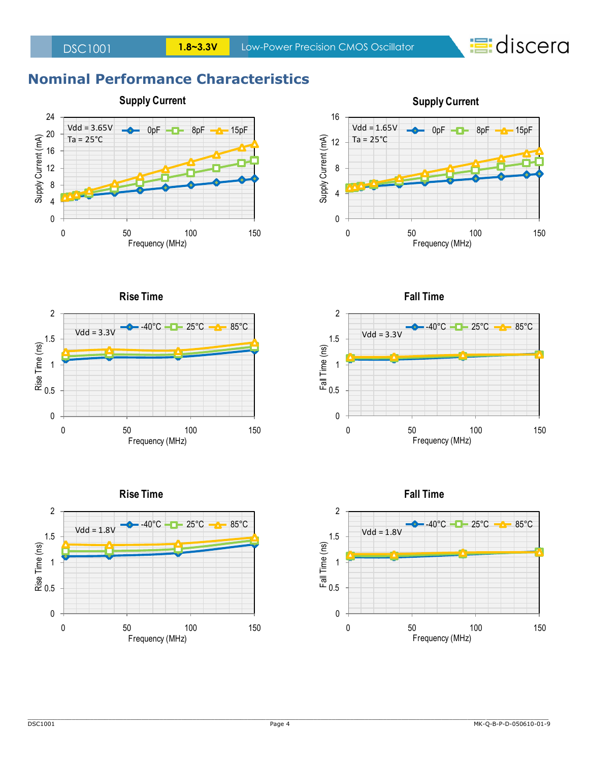## Nominal Performance Characteristics

**Supply Current**

Vdd = 3.65V
Ta = 25°C

0pF 8pF 15pF

Supply Current (mA)

Frequency (MHz)

**Supply Current**

Vdd = 1.65V
Ta = 25°C

0pF 8pF 15pF

Supply Current (mA)

Frequency (MHz)

**Rise Time**

Vdd = 3.3V

-40°C 25°C 85°C

Rise Time (ns)

Frequency (MHz)

**Fall Time**

Vdd = 3.3V

-40°C 25°C 85°C

Fall Time (ns)

Frequency (MHz)

**Rise Time**

Vdd = 1.8V

-40°C 25°C 85°C

Rise Time (ns)

Frequency (MHz)

**Fall Time**

Vdd = 1.8V

-40°C 25°C 85°C

Fall Time (ns)

Frequency (MHz)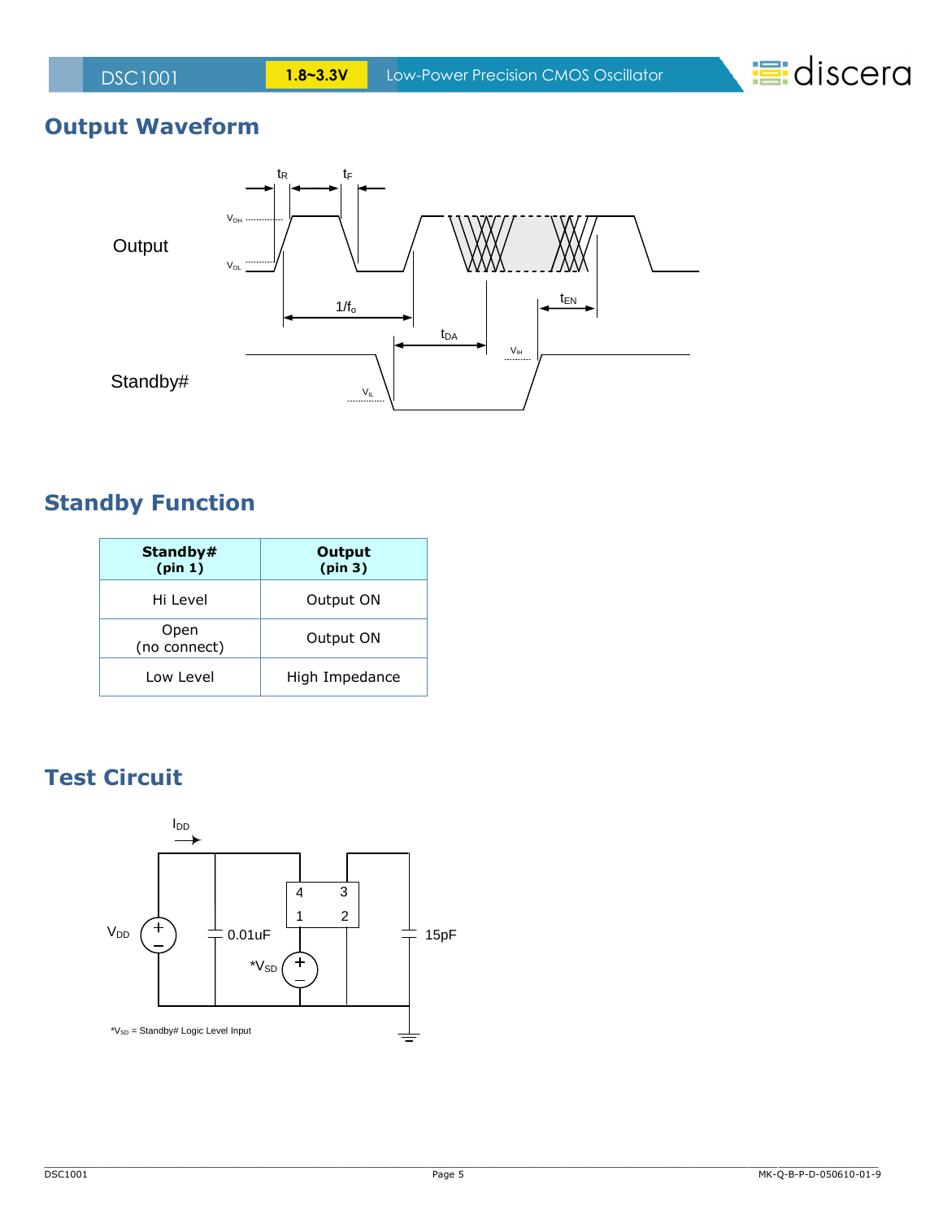## Output Waveform

## Standby Function

| Standby# (pin 1) | Output (pin 3) |
|---|---|
| Hi Level | Output ON |
| Open (no connect) | Output ON |
| Low Level | High Impedance |

## Test Circuit

*$V_{SD}$ = Standby# Logic Level Input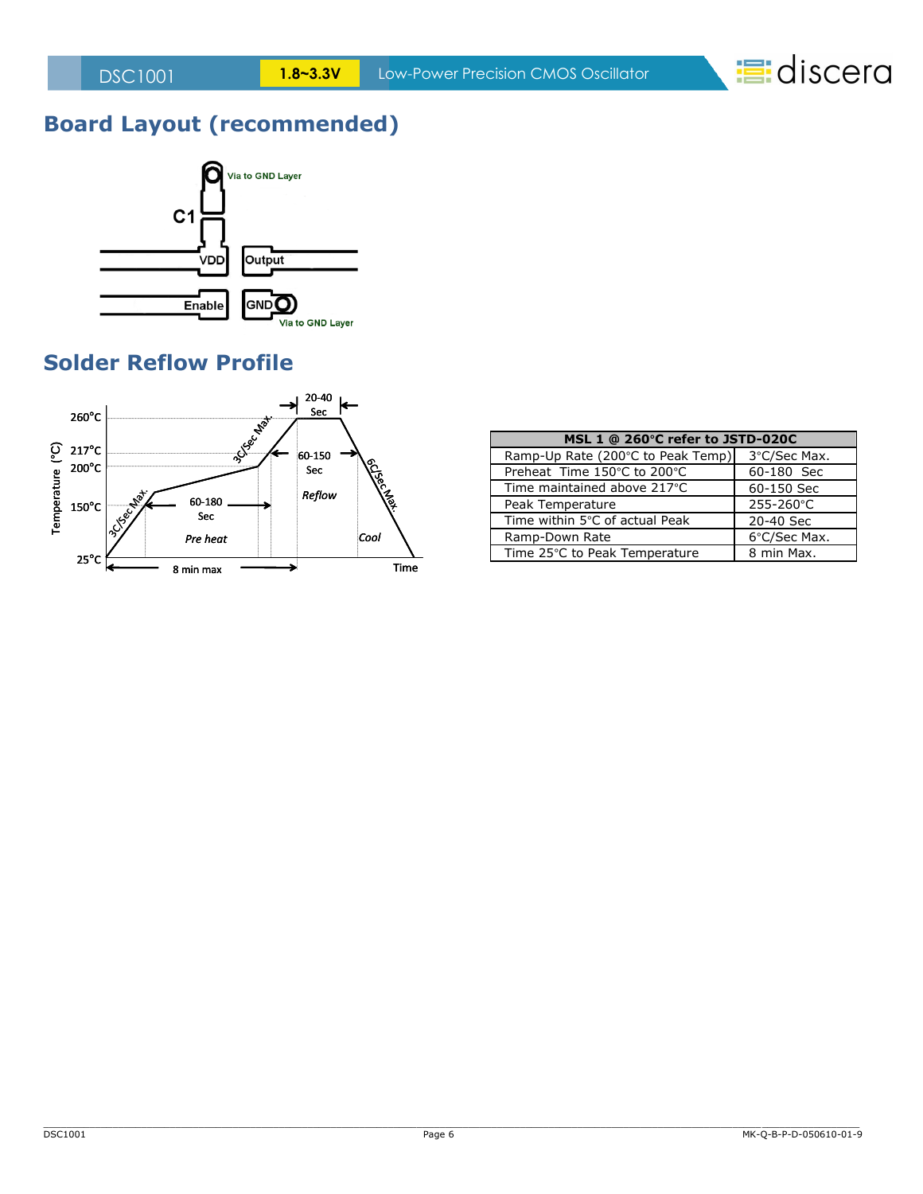## Board Layout (recommended)

## Solder Reflow Profile

| MSL 1 @ 260°C refer to JSTD-020C | |
|---|---|
| Ramp-Up Rate (200°C to Peak Temp) | 3°C/Sec Max. |
| Preheat Time 150°C to 200°C | 60-180 Sec |
| Time maintained above 217°C | 60-150 Sec |
| Peak Temperature | 255-260°C |
| Time within 5°C of actual Peak | 20-40 Sec |
| Ramp-Down Rate | 6°C/Sec Max. |
| Time 25°C to Peak Temperature | 8 min Max. |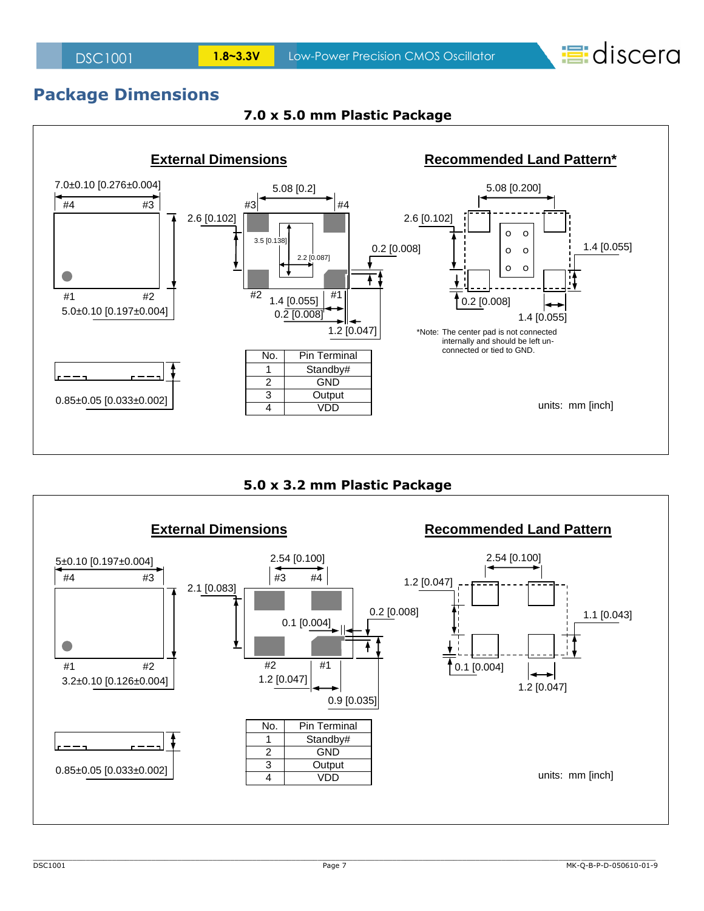## Package Dimensions

### 7.0 x 5.0 mm Plastic Package

**External Dimensions**

7.0±0.10 [0.276±0.004]

#4 #3

#1 #2

5.0±0.10 [0.197±0.004]

5.08 [0.2]

#3 #4

2.6 [0.102]

3.5 [0.138]

2.2 [0.087]

0.2 [0.008]

#2 #1

1.4 [0.055]

0.2 [0.008]

1.2 [0.047]

0.85±0.05 [0.033±0.002]

| No. | Pin Terminal |
|---|---|
| 1 | Standby# |
| 2 | GND |
| 3 | Output |
| 4 | VDD |

**Recommended Land Pattern***

5.08 [0.200]

2.6 [0.102]

1.4 [0.055]

0.2 [0.008]

1.4 [0.055]

*Note: The center pad is not connected internally and should be left un-connected or tied to GND.

units: mm [inch]

### 5.0 x 3.2 mm Plastic Package

**External Dimensions**

5±0.10 [0.197±0.004]

#4 #3

#1 #2

3.2±0.10 [0.126±0.004]

2.54 [0.100]

#3 #4

2.1 [0.083]

0.1 [0.004]

0.2 [0.008]

#2 #1

1.2 [0.047]

0.9 [0.035]

0.85±0.05 [0.033±0.002]

| No. | Pin Terminal |
|---|---|
| 1 | Standby# |
| 2 | GND |
| 3 | Output |
| 4 | VDD |

**Recommended Land Pattern**

2.54 [0.100]

1.2 [0.047]

1.1 [0.043]

0.1 [0.004]

1.2 [0.047]

units: mm [inch]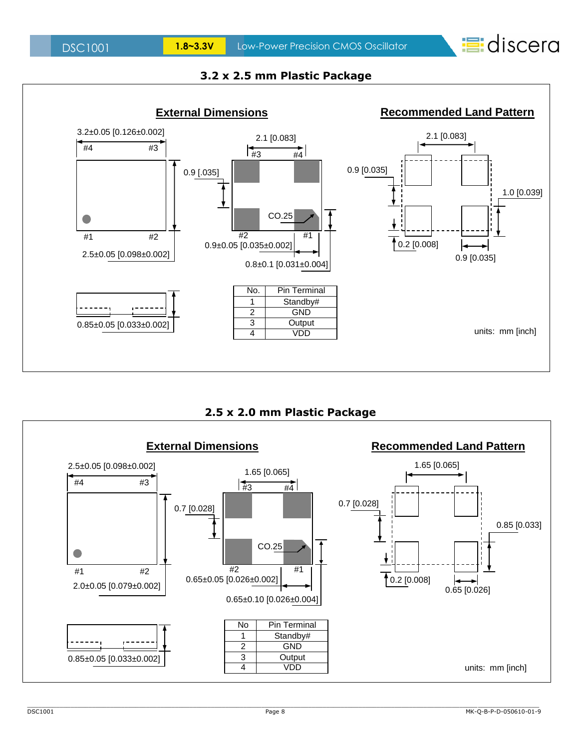## 3.2 x 2.5 mm Plastic Package

### External Dimensions

3.2±0.05 [0.126±0.002]

#4 #3

#1 #2

2.5±0.05 [0.098±0.002]

2.1 [0.083]

#3 #4

0.9 [.035]

CO.25

#2 #1

0.9±0.05 [0.035±0.002]

0.8±0.1 [0.031±0.004]

0.85±0.05 [0.033±0.002]

### Recommended Land Pattern

2.1 [0.083]

0.9 [0.035]

1.0 [0.039]

0.2 [0.008]

0.9 [0.035]

| No. | Pin Terminal |
|---|---|
| 1 | Standby# |
| 2 | GND |
| 3 | Output |
| 4 | VDD |

units: mm [inch]

## 2.5 x 2.0 mm Plastic Package

### External Dimensions

2.5±0.05 [0.098±0.002]

#4 #3

#1 #2

2.0±0.05 [0.079±0.002]

1.65 [0.065]

#3 #4

0.7 [0.028]

CO.25

#2 #1

0.65±0.05 [0.026±0.002]

0.65±0.10 [0.026±0.004]

0.85±0.05 [0.033±0.002]

### Recommended Land Pattern

1.65 [0.065]

0.7 [0.028]

0.85 [0.033]

0.2 [0.008]

0.65 [0.026]

| No | Pin Terminal |
|---|---|
| 1 | Standby# |
| 2 | GND |
| 3 | Output |
| 4 | VDD |

units: mm [inch]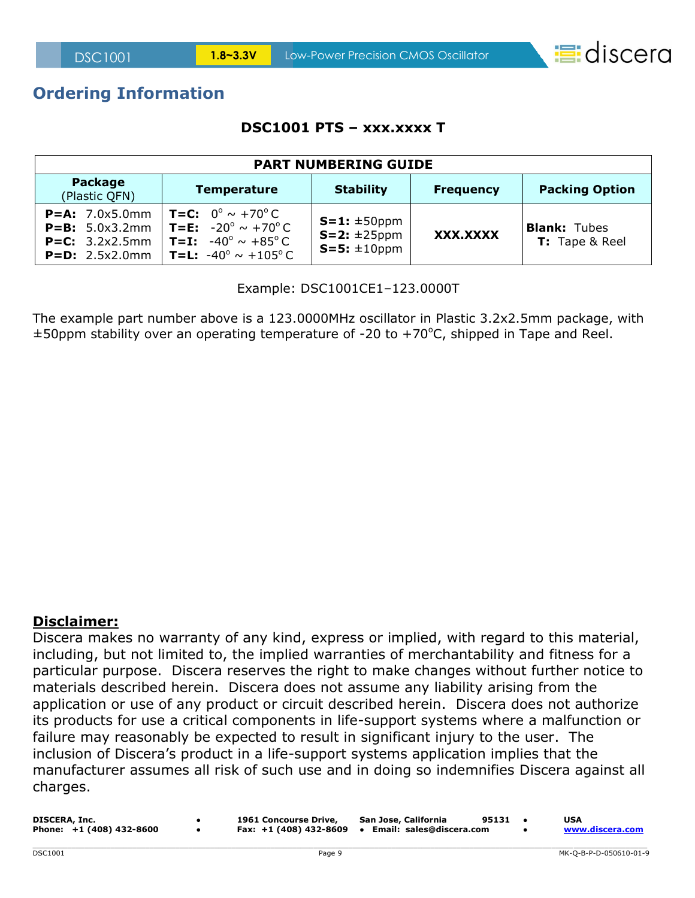## Ordering Information

**DSC1001 PTS – xxx.xxxx T**

| PART NUMBERING GUIDE | | | | |
|---|---|---|---|---|
| **Package** (Plastic QFN) | **Temperature** | **Stability** | **Frequency** | **Packing Option** |
| **P=A:** 7.0x5.0mm<br>**P=B:** 5.0x3.2mm<br>**P=C:** 3.2x2.5mm<br>**P=D:** 2.5x2.0mm | **T=C:** $0^{o}$ ~ $+70^{o}$ C<br>**T=E:** $-20^{o}$ ~ $+70^{o}$ C<br>**T=I:** $-40^{o}$ ~ $+85^{o}$ C<br>**T=L:** $-40^{o}$ ~ $+105^{o}$ C | **S=1:** ±50ppm<br>**S=2:** ±25ppm<br>**S=5:** ±10ppm | **XXX.XXXX** | **Blank:** Tubes<br>**T:** Tape & Reel |

Example: DSC1001CE1–123.0000T

The example part number above is a 123.0000MHz oscillator in Plastic 3.2x2.5mm package, with ±50ppm stability over an operating temperature of -20 to +70°C, shipped in Tape and Reel.

**Disclaimer:**

Discera makes no warranty of any kind, express or implied, with regard to this material, including, but not limited to, the implied warranties of merchantability and fitness for a particular purpose. Discera reserves the right to make changes without further notice to materials described herein. Discera does not assume any liability arising from the application or use of any product or circuit described herein. Discera does not authorize its products for use a critical components in life-support systems where a malfunction or failure may reasonably be expected to result in significant injury to the user. The inclusion of Discera's product in a life-support systems application implies that the manufacturer assumes all risk of such use and in doing so indemnifies Discera against all charges.

**DISCERA, Inc.** • **1961 Concourse Drive, San Jose, California 95131** • **USA**
**Phone: +1 (408) 432-8600** • **Fax: +1 (408) 432-8609** • **Email: sales@discera.com** • **www.discera.com**